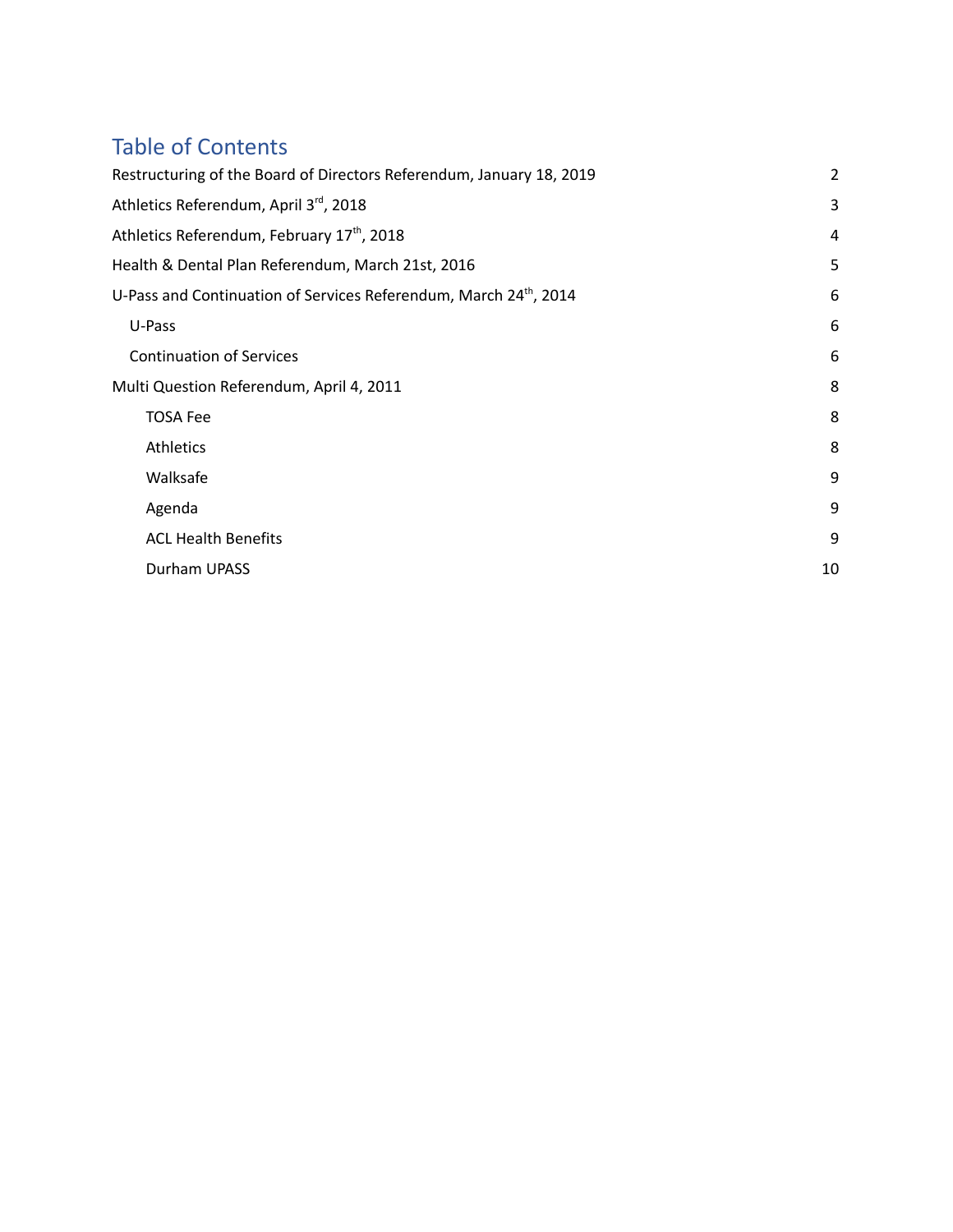# Table of Contents

Restructuring of the Board of Directors Referendum, January 18, 2019 2

Athletics Referendum, April 3rd, 2018 3

Athletics Referendum, February 17th, 2018 4

Health & Dental Plan Referendum, March 21st, 2016 5

U-Pass and Continuation of Services Referendum, March 24th, 2014 6

- U-Pass 6
- Continuation of Services 6

Multi Question Referendum, April 4, 2011 8

- TOSA Fee 8
- Athletics 8
- Walksafe 9
- Agenda 9
- ACL Health Benefits 9
- Durham UPASS 10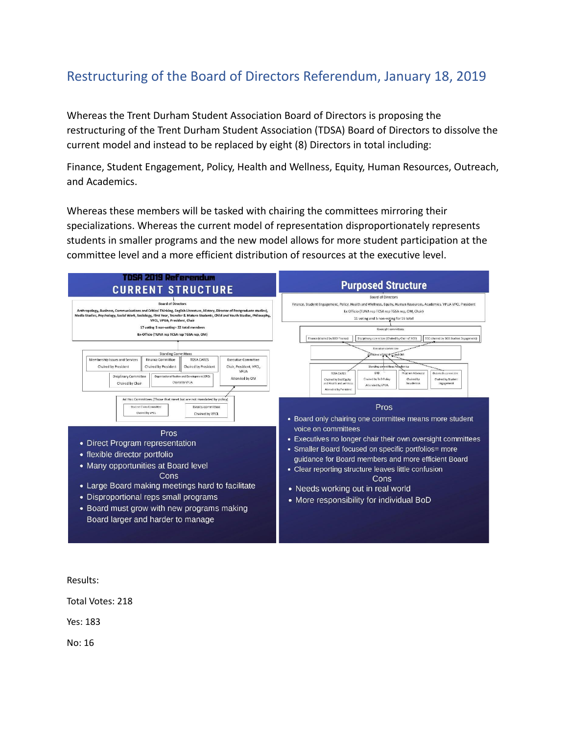## Restructuring of the Board of Directors Referendum, January 18, 2019

Whereas the Trent Durham Student Association Board of Directors is proposing the restructuring of the Trent Durham Student Association (TDSA) Board of Directors to dissolve the current model and instead to be replaced by eight (8) Directors in total including:

Finance, Student Engagement, Policy, Health and Wellness, Equity, Human Resources, Outreach, and Academics.

Whereas these members will be tasked with chairing the committees mirroring their specializations. Whereas the current model of representation disproportionately represents students in smaller programs and the new model allows for more student participation at the committee level and a more efficient distribution of resources at the executive level.

**TDSA 2019 Referendum**

**CURRENT STRUCTURE**

Board of Directors

Anthropology, Business, Communications and Critical Thinking, English Literature, History, Director of Postgraduate studies), Media Studies, Psychology, Social Work, Sociology, First Year, Transfer & Mature Students, Child and Youth Studies, Philosophy, VPCL, VPUA, President, Chair

17 voting 5 non-voting= 22 total members

Ex-Officio (TUNA rep TCSA rep TGSA rep, OM)

Standing Committees

- Membership Issues and Services – Chaired by President
- Finance Committee – Chaired by President
- TDSA CARES – Chaired by President
- Executive Committee – Chair, President, VPCL, VPUA – Attended by OM
- Disciplinary Committee – Chaired by Chair
- Organizational Review and Development (ORD) – Chaired by VPUA

Ad Hoc Committees (Those that meet but are not mandated by policy)

- Student Clubs Committee – Chaired by VPCL
- Events committee – Chaired by VPCL

Pros

- Direct Program representation
- flexible director portfolio
- Many opportunities at Board level

Cons

- Large Board making meetings hard to facilitate
- Disproportional reps small programs
- Board must grow with new programs making Board larger and harder to manage

**Purposed Structure**

Board of Directors

Finance, Student Engagement, Policy, Health and Wellness, Equity, Human Resources, Academics, VPUA VPCL, President

Ex Officio (TUNA rep TCSA rep TGSA rep, OM, Chair)

11 voting and 5 non-voting for 16 total

Oversight committees

- Finance (chaired by BOD Finance)
- Disciplinary committee (Chaired by Chair of BOD)
- SEC (chaired by BOD Student Engagement)

Executive committee – President VPUA VPCL and OM

Standing committees – Academics

- TDSA CARES – Chaired by BoD Equity and Health and wellness – Attended by President
- ORD – Chaired by BoD Policy – Attended by VPUA
- Program Advocacy – Chaired by Academics
- Outreach committee – Chaired by Student Engagement

Pros

- Board only chairing one committee means more student voice on committees
- Executives no longer chair their own oversight committees
- Smaller Board focused on specific portfolios= more guidance for Board members and more efficient Board
- Clear reporting structure leaves little confusion

Cons

- Needs working out in real world
- More responsibility for individual BoD

Results:

Total Votes: 218

Yes: 183

No: 16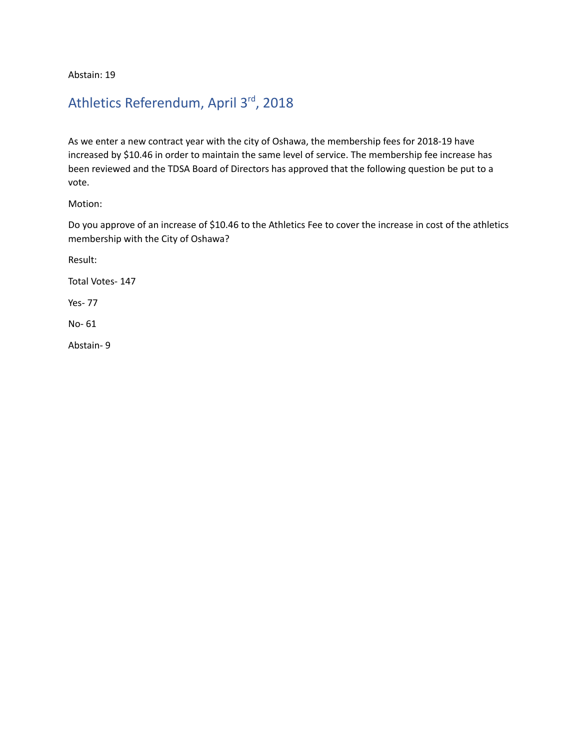Abstain: 19

## Athletics Referendum, April 3rd, 2018

As we enter a new contract year with the city of Oshawa, the membership fees for 2018-19 have increased by $10.46 in order to maintain the same level of service. The membership fee increase has been reviewed and the TDSA Board of Directors has approved that the following question be put to a vote.

Motion:

Do you approve of an increase of $10.46 to the Athletics Fee to cover the increase in cost of the athletics membership with the City of Oshawa?

Result:

Total Votes- 147

Yes- 77

No- 61

Abstain- 9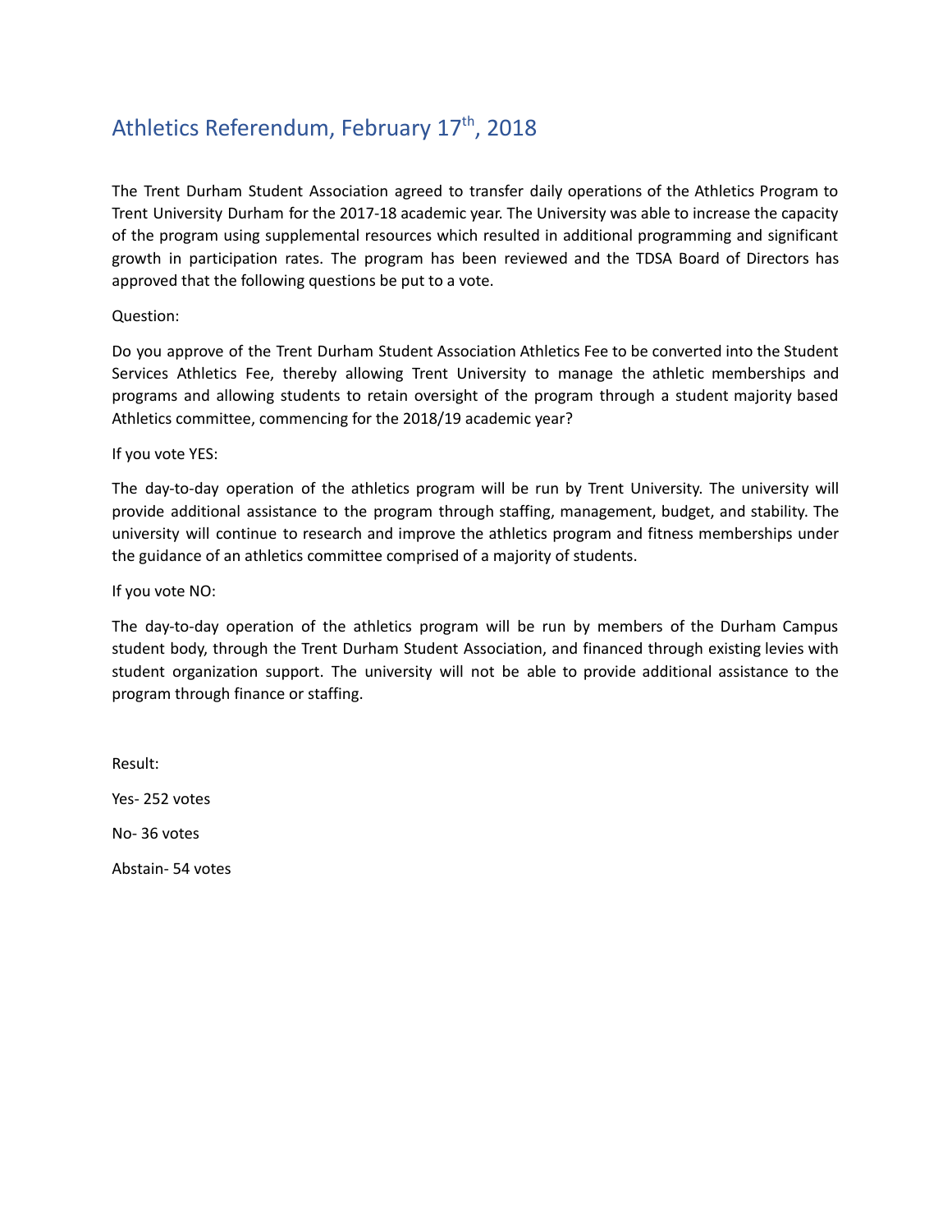# Athletics Referendum, February 17th, 2018

The Trent Durham Student Association agreed to transfer daily operations of the Athletics Program to Trent University Durham for the 2017-18 academic year. The University was able to increase the capacity of the program using supplemental resources which resulted in additional programming and significant growth in participation rates. The program has been reviewed and the TDSA Board of Directors has approved that the following questions be put to a vote.

Question:

Do you approve of the Trent Durham Student Association Athletics Fee to be converted into the Student Services Athletics Fee, thereby allowing Trent University to manage the athletic memberships and programs and allowing students to retain oversight of the program through a student majority based Athletics committee, commencing for the 2018/19 academic year?

If you vote YES:

The day-to-day operation of the athletics program will be run by Trent University. The university will provide additional assistance to the program through staffing, management, budget, and stability. The university will continue to research and improve the athletics program and fitness memberships under the guidance of an athletics committee comprised of a majority of students.

If you vote NO:

The day-to-day operation of the athletics program will be run by members of the Durham Campus student body, through the Trent Durham Student Association, and financed through existing levies with student organization support. The university will not be able to provide additional assistance to the program through finance or staffing.

Result:

Yes- 252 votes

No- 36 votes

Abstain- 54 votes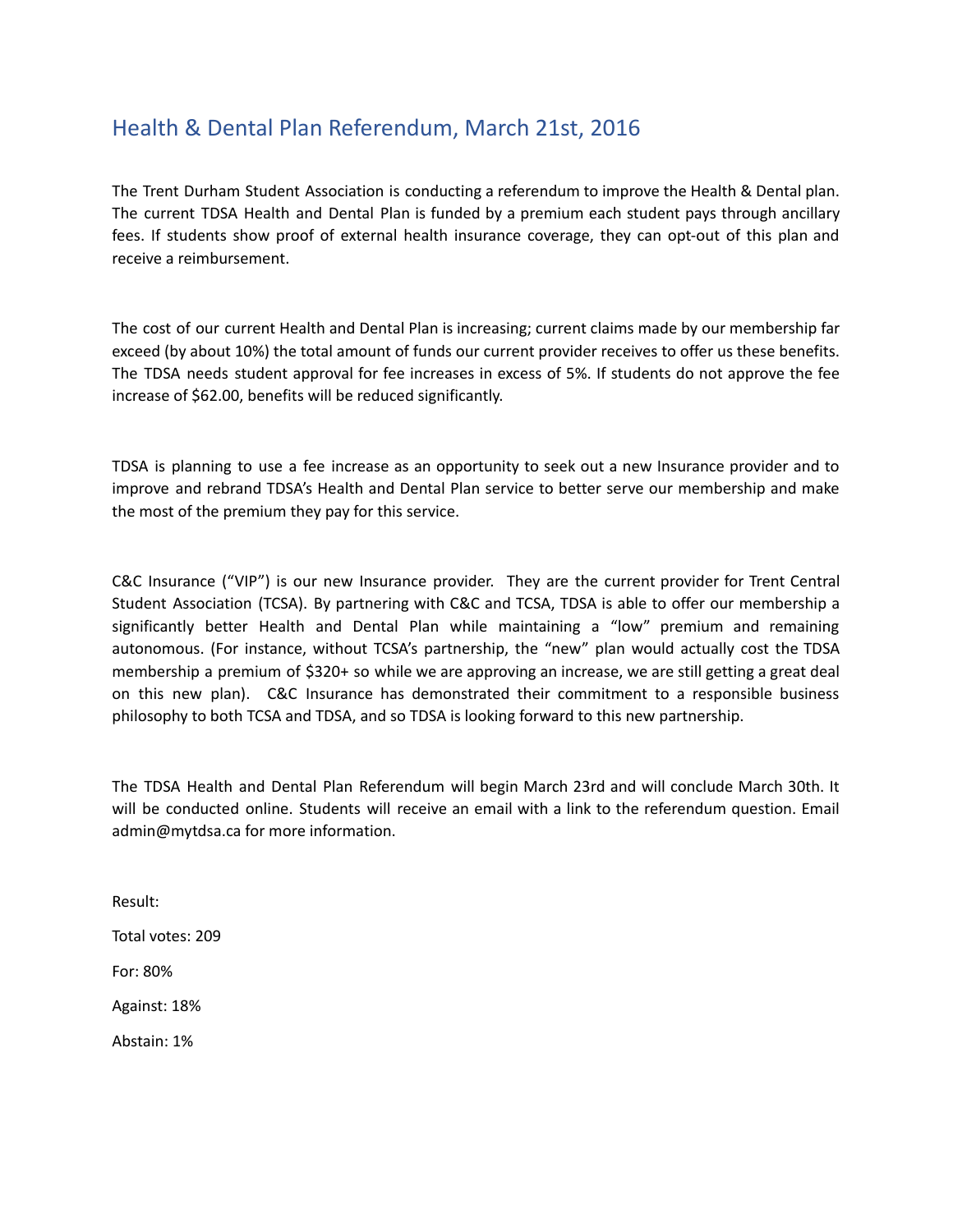## Health & Dental Plan Referendum, March 21st, 2016

The Trent Durham Student Association is conducting a referendum to improve the Health & Dental plan. The current TDSA Health and Dental Plan is funded by a premium each student pays through ancillary fees. If students show proof of external health insurance coverage, they can opt-out of this plan and receive a reimbursement.

The cost of our current Health and Dental Plan is increasing; current claims made by our membership far exceed (by about 10%) the total amount of funds our current provider receives to offer us these benefits. The TDSA needs student approval for fee increases in excess of 5%. If students do not approve the fee increase of $62.00, benefits will be reduced significantly.

TDSA is planning to use a fee increase as an opportunity to seek out a new Insurance provider and to improve and rebrand TDSA's Health and Dental Plan service to better serve our membership and make the most of the premium they pay for this service.

C&C Insurance ("VIP") is our new Insurance provider. They are the current provider for Trent Central Student Association (TCSA). By partnering with C&C and TCSA, TDSA is able to offer our membership a significantly better Health and Dental Plan while maintaining a "low" premium and remaining autonomous. (For instance, without TCSA's partnership, the "new" plan would actually cost the TDSA membership a premium of $320+ so while we are approving an increase, we are still getting a great deal on this new plan). C&C Insurance has demonstrated their commitment to a responsible business philosophy to both TCSA and TDSA, and so TDSA is looking forward to this new partnership.

The TDSA Health and Dental Plan Referendum will begin March 23rd and will conclude March 30th. It will be conducted online. Students will receive an email with a link to the referendum question. Email admin@mytdsa.ca for more information.

Result:

Total votes: 209

For: 80%

Against: 18%

Abstain: 1%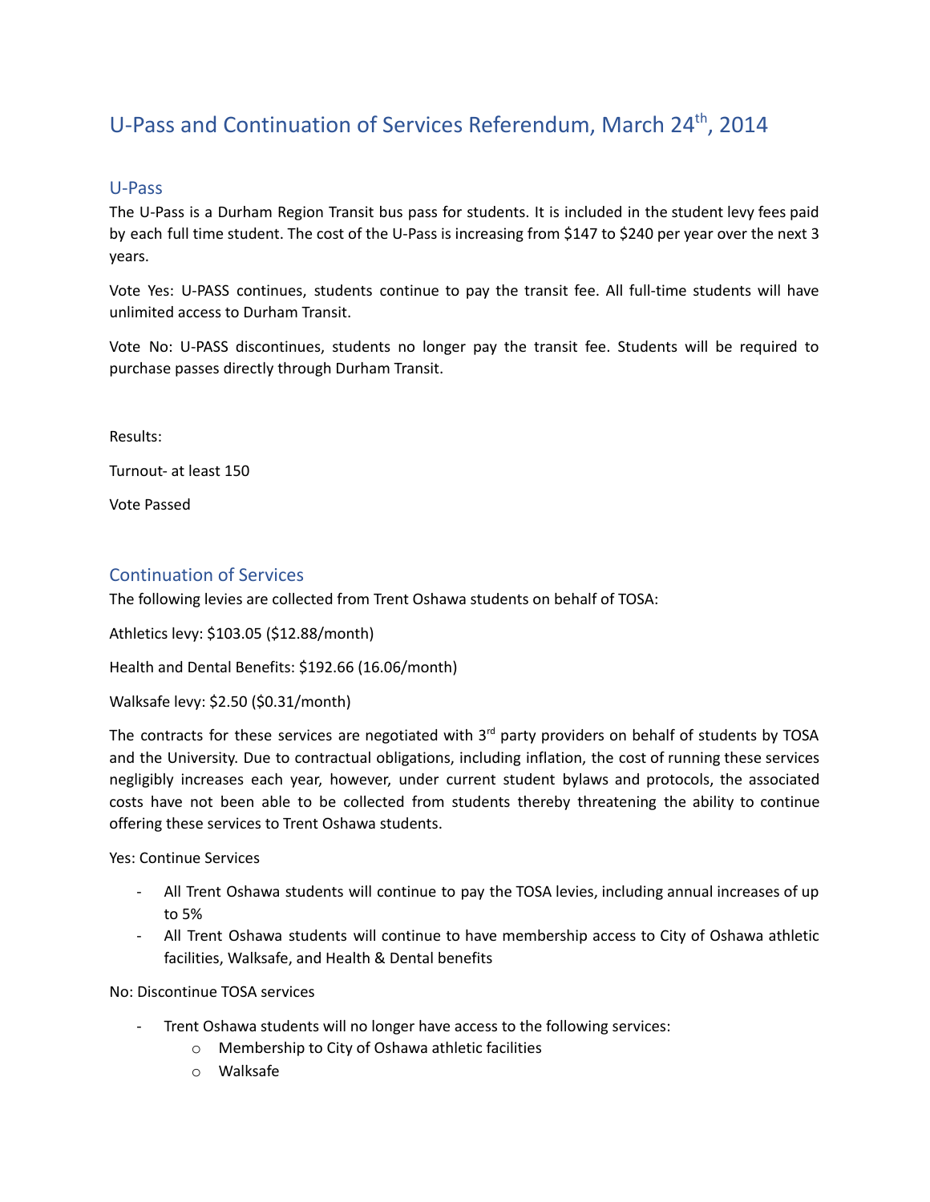# U-Pass and Continuation of Services Referendum, March 24th, 2014

## U-Pass

The U-Pass is a Durham Region Transit bus pass for students. It is included in the student levy fees paid by each full time student. The cost of the U-Pass is increasing from $147 to $240 per year over the next 3 years.

Vote Yes: U-PASS continues, students continue to pay the transit fee. All full-time students will have unlimited access to Durham Transit.

Vote No: U-PASS discontinues, students no longer pay the transit fee. Students will be required to purchase passes directly through Durham Transit.

Results:

Turnout- at least 150

Vote Passed

## Continuation of Services

The following levies are collected from Trent Oshawa students on behalf of TOSA:

Athletics levy: $103.05 ($12.88/month)

Health and Dental Benefits: $192.66 (16.06/month)

Walksafe levy: $2.50 ($0.31/month)

The contracts for these services are negotiated with 3rd party providers on behalf of students by TOSA and the University. Due to contractual obligations, including inflation, the cost of running these services negligibly increases each year, however, under current student bylaws and protocols, the associated costs have not been able to be collected from students thereby threatening the ability to continue offering these services to Trent Oshawa students.

Yes: Continue Services

- All Trent Oshawa students will continue to pay the TOSA levies, including annual increases of up to 5%
- All Trent Oshawa students will continue to have membership access to City of Oshawa athletic facilities, Walksafe, and Health & Dental benefits

No: Discontinue TOSA services

- Trent Oshawa students will no longer have access to the following services:
  - Membership to City of Oshawa athletic facilities
  - Walksafe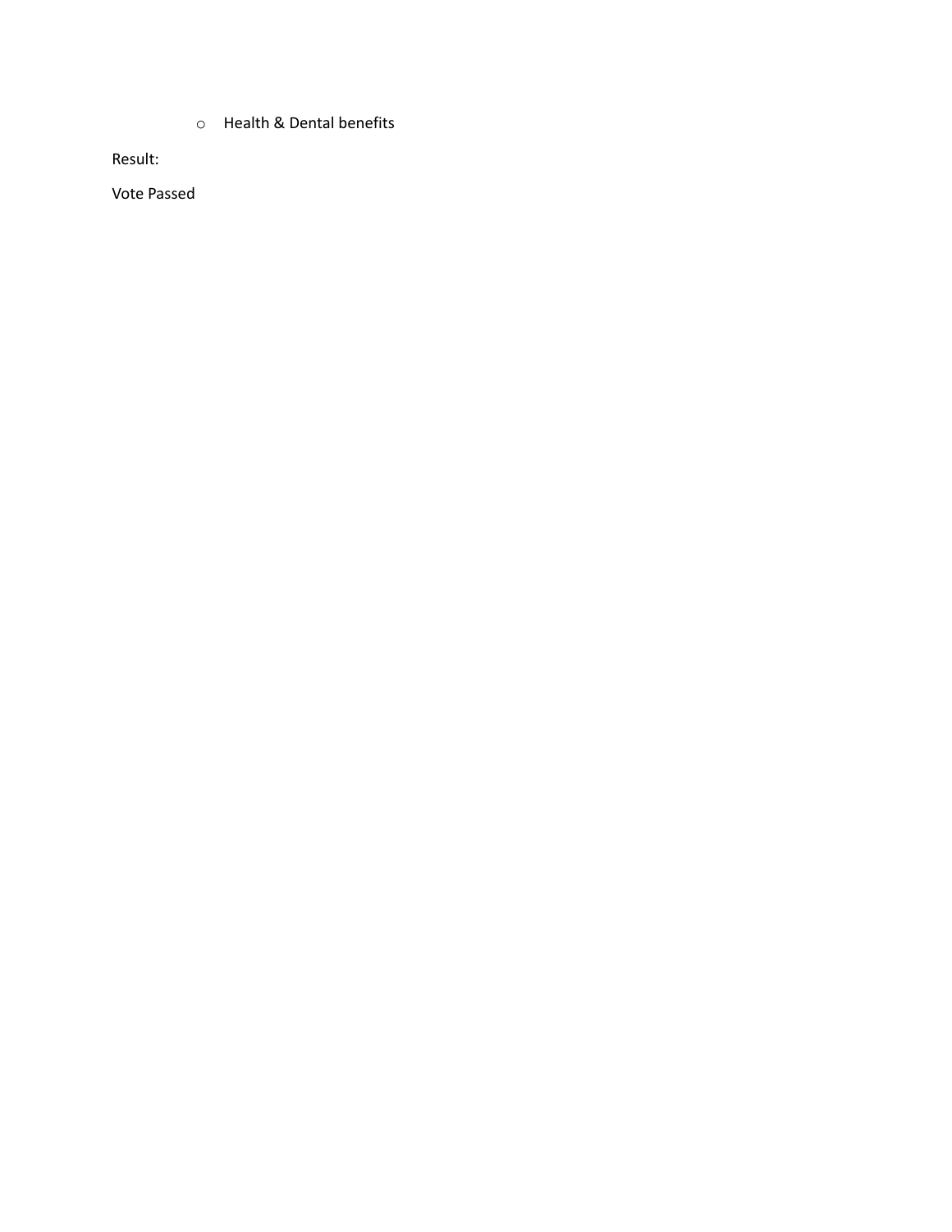- Health & Dental benefits

Result:

Vote Passed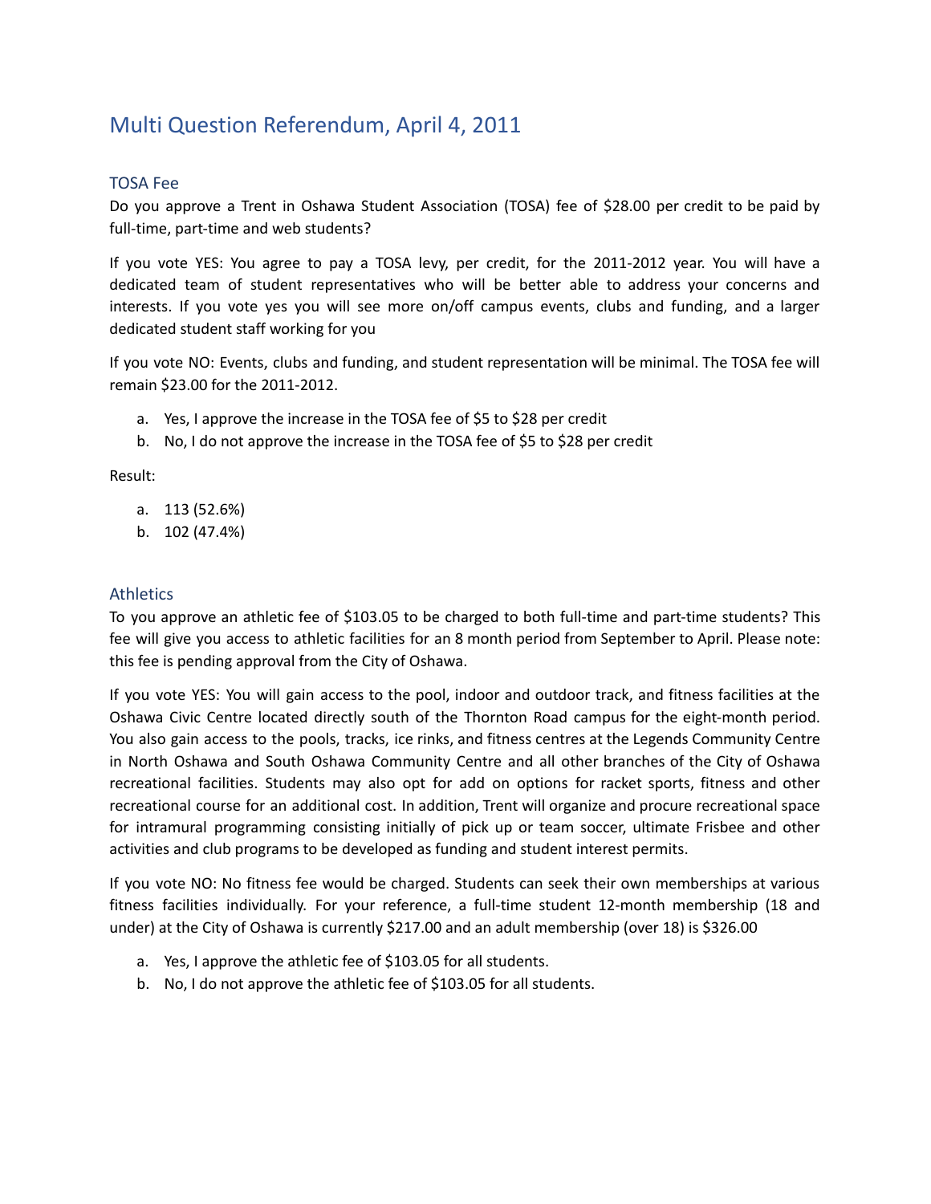# Multi Question Referendum, April 4, 2011

## TOSA Fee

Do you approve a Trent in Oshawa Student Association (TOSA) fee of $28.00 per credit to be paid by full-time, part-time and web students?

If you vote YES: You agree to pay a TOSA levy, per credit, for the 2011-2012 year. You will have a dedicated team of student representatives who will be better able to address your concerns and interests. If you vote yes you will see more on/off campus events, clubs and funding, and a larger dedicated student staff working for you

If you vote NO: Events, clubs and funding, and student representation will be minimal. The TOSA fee will remain $23.00 for the 2011-2012.

a. Yes, I approve the increase in the TOSA fee of $5 to $28 per credit
b. No, I do not approve the increase in the TOSA fee of $5 to $28 per credit

Result:

a. 113 (52.6%)
b. 102 (47.4%)

## Athletics

To you approve an athletic fee of $103.05 to be charged to both full-time and part-time students? This fee will give you access to athletic facilities for an 8 month period from September to April. Please note: this fee is pending approval from the City of Oshawa.

If you vote YES: You will gain access to the pool, indoor and outdoor track, and fitness facilities at the Oshawa Civic Centre located directly south of the Thornton Road campus for the eight-month period. You also gain access to the pools, tracks, ice rinks, and fitness centres at the Legends Community Centre in North Oshawa and South Oshawa Community Centre and all other branches of the City of Oshawa recreational facilities. Students may also opt for add on options for racket sports, fitness and other recreational course for an additional cost. In addition, Trent will organize and procure recreational space for intramural programming consisting initially of pick up or team soccer, ultimate Frisbee and other activities and club programs to be developed as funding and student interest permits.

If you vote NO: No fitness fee would be charged. Students can seek their own memberships at various fitness facilities individually. For your reference, a full-time student 12-month membership (18 and under) at the City of Oshawa is currently $217.00 and an adult membership (over 18) is $326.00

a. Yes, I approve the athletic fee of $103.05 for all students.
b. No, I do not approve the athletic fee of $103.05 for all students.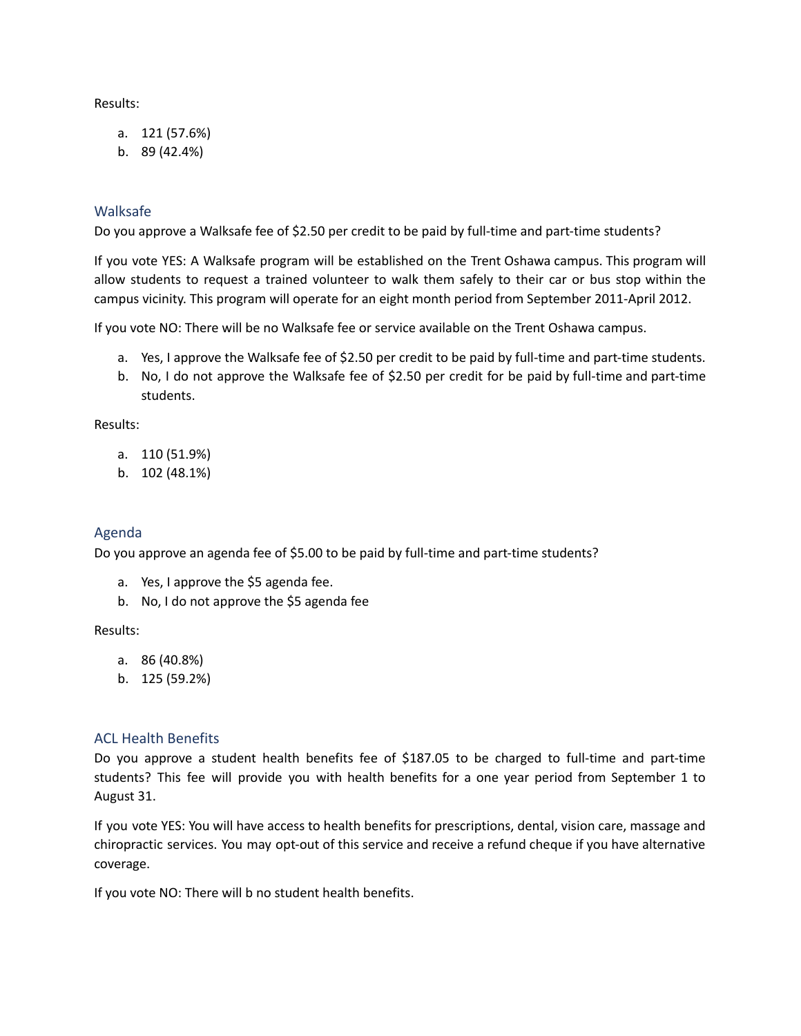Results:

a. 121 (57.6%)
b. 89 (42.4%)

## Walksafe

Do you approve a Walksafe fee of $2.50 per credit to be paid by full-time and part-time students?

If you vote YES: A Walksafe program will be established on the Trent Oshawa campus. This program will allow students to request a trained volunteer to walk them safely to their car or bus stop within the campus vicinity. This program will operate for an eight month period from September 2011-April 2012.

If you vote NO: There will be no Walksafe fee or service available on the Trent Oshawa campus.

a. Yes, I approve the Walksafe fee of $2.50 per credit to be paid by full-time and part-time students.
b. No, I do not approve the Walksafe fee of $2.50 per credit for be paid by full-time and part-time students.

Results:

a. 110 (51.9%)
b. 102 (48.1%)

## Agenda

Do you approve an agenda fee of $5.00 to be paid by full-time and part-time students?

a. Yes, I approve the $5 agenda fee.
b. No, I do not approve the $5 agenda fee

Results:

a. 86 (40.8%)
b. 125 (59.2%)

## ACL Health Benefits

Do you approve a student health benefits fee of $187.05 to be charged to full-time and part-time students? This fee will provide you with health benefits for a one year period from September 1 to August 31.

If you vote YES: You will have access to health benefits for prescriptions, dental, vision care, massage and chiropractic services. You may opt-out of this service and receive a refund cheque if you have alternative coverage.

If you vote NO: There will b no student health benefits.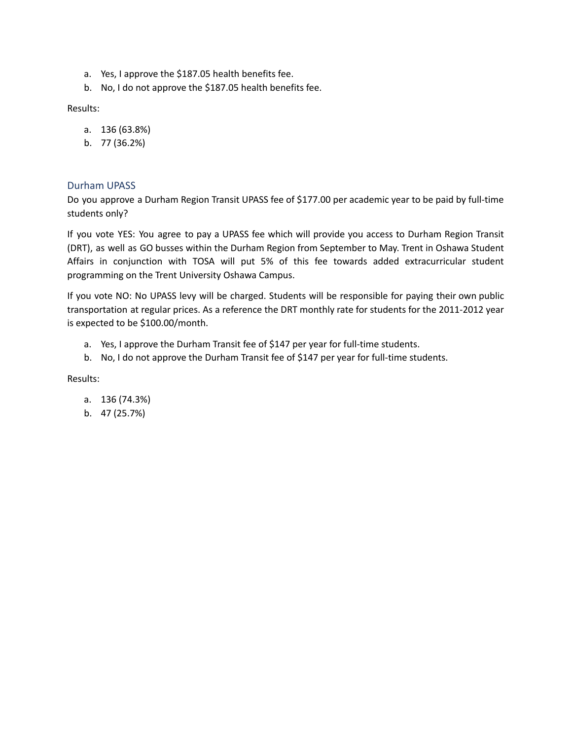a. Yes, I approve the $187.05 health benefits fee.
b. No, I do not approve the $187.05 health benefits fee.

Results:

a. 136 (63.8%)
b. 77 (36.2%)

## Durham UPASS

Do you approve a Durham Region Transit UPASS fee of $177.00 per academic year to be paid by full-time students only?

If you vote YES: You agree to pay a UPASS fee which will provide you access to Durham Region Transit (DRT), as well as GO busses within the Durham Region from September to May. Trent in Oshawa Student Affairs in conjunction with TOSA will put 5% of this fee towards added extracurricular student programming on the Trent University Oshawa Campus.

If you vote NO: No UPASS levy will be charged. Students will be responsible for paying their own public transportation at regular prices. As a reference the DRT monthly rate for students for the 2011-2012 year is expected to be $100.00/month.

a. Yes, I approve the Durham Transit fee of $147 per year for full-time students.
b. No, I do not approve the Durham Transit fee of $147 per year for full-time students.

Results:

a. 136 (74.3%)
b. 47 (25.7%)